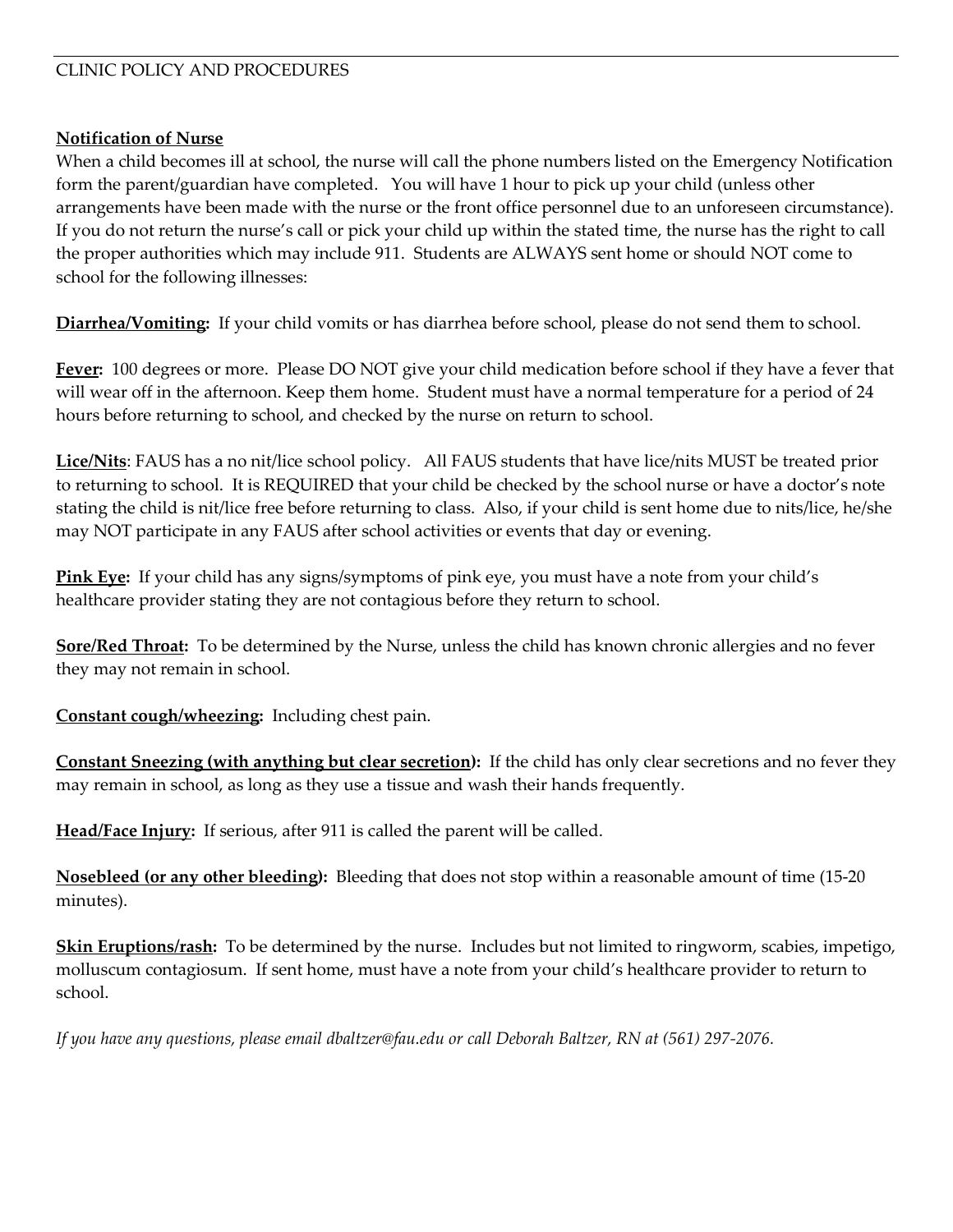# CLINIC POLICY AND PROCEDURES

**Notification of Nurse**

When a child becomes ill at school, the nurse will call the phone numbers listed on the Emergency Notification form the parent/guardian have completed. You will have 1 hour to pick up your child (unless other arrangements have been made with the nurse or the front office personnel due to an unforeseen circumstance). If you do not return the nurse's call or pick your child up within the stated time, the nurse has the right to call the proper authorities which may include 911. Students are ALWAYS sent home or should NOT come to school for the following illnesses:

**Diarrhea/Vomiting:** If your child vomits or has diarrhea before school, please do not send them to school.

**Fever:** 100 degrees or more. Please DO NOT give your child medication before school if they have a fever that will wear off in the afternoon. Keep them home. Student must have a normal temperature for a period of 24 hours before returning to school, and checked by the nurse on return to school.

**Lice/Nits**: FAUS has a no nit/lice school policy. All FAUS students that have lice/nits MUST be treated prior to returning to school. It is REQUIRED that your child be checked by the school nurse or have a doctor's note stating the child is nit/lice free before returning to class. Also, if your child is sent home due to nits/lice, he/she may NOT participate in any FAUS after school activities or events that day or evening.

**Pink Eye:** If your child has any signs/symptoms of pink eye, you must have a note from your child's healthcare provider stating they are not contagious before they return to school.

**Sore/Red Throat:** To be determined by the Nurse, unless the child has known chronic allergies and no fever they may not remain in school.

**Constant cough/wheezing:** Including chest pain.

**Constant Sneezing (with anything but clear secretion):** If the child has only clear secretions and no fever they may remain in school, as long as they use a tissue and wash their hands frequently.

**Head/Face Injury:** If serious, after 911 is called the parent will be called.

**Nosebleed (or any other bleeding):** Bleeding that does not stop within a reasonable amount of time (15-20 minutes).

**Skin Eruptions/rash:** To be determined by the nurse. Includes but not limited to ringworm, scabies, impetigo, molluscum contagiosum. If sent home, must have a note from your child's healthcare provider to return to school.

*If you have any questions, please email dbaltzer@fau.edu or call Deborah Baltzer, RN at (561) 297-2076.*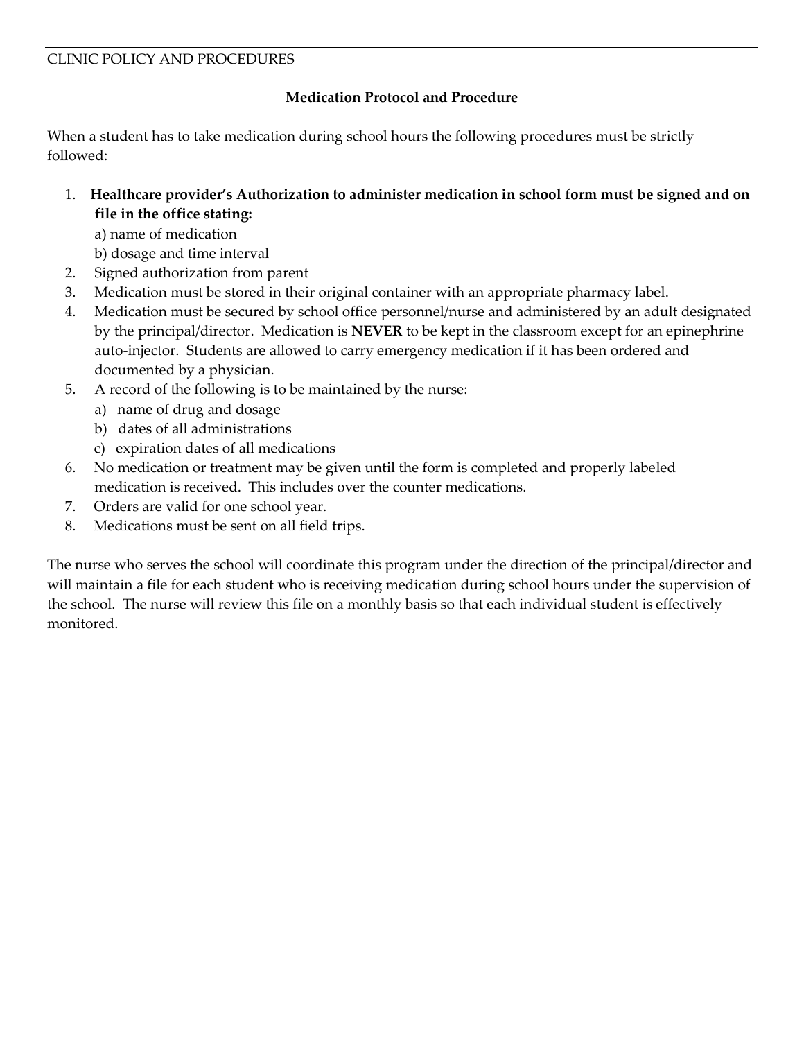CLINIC POLICY AND PROCEDURES

## Medication Protocol and Procedure

When a student has to take medication during school hours the following procedures must be strictly followed:

1. **Healthcare provider's Authorization to administer medication in school form must be signed and on file in the office stating:**
   a) name of medication
   b) dosage and time interval
2. Signed authorization from parent
3. Medication must be stored in their original container with an appropriate pharmacy label.
4. Medication must be secured by school office personnel/nurse and administered by an adult designated by the principal/director. Medication is **NEVER** to be kept in the classroom except for an epinephrine auto-injector. Students are allowed to carry emergency medication if it has been ordered and documented by a physician.
5. A record of the following is to be maintained by the nurse:
   a) name of drug and dosage
   b) dates of all administrations
   c) expiration dates of all medications
6. No medication or treatment may be given until the form is completed and properly labeled medication is received. This includes over the counter medications.
7. Orders are valid for one school year.
8. Medications must be sent on all field trips.

The nurse who serves the school will coordinate this program under the direction of the principal/director and will maintain a file for each student who is receiving medication during school hours under the supervision of the school. The nurse will review this file on a monthly basis so that each individual student is effectively monitored.